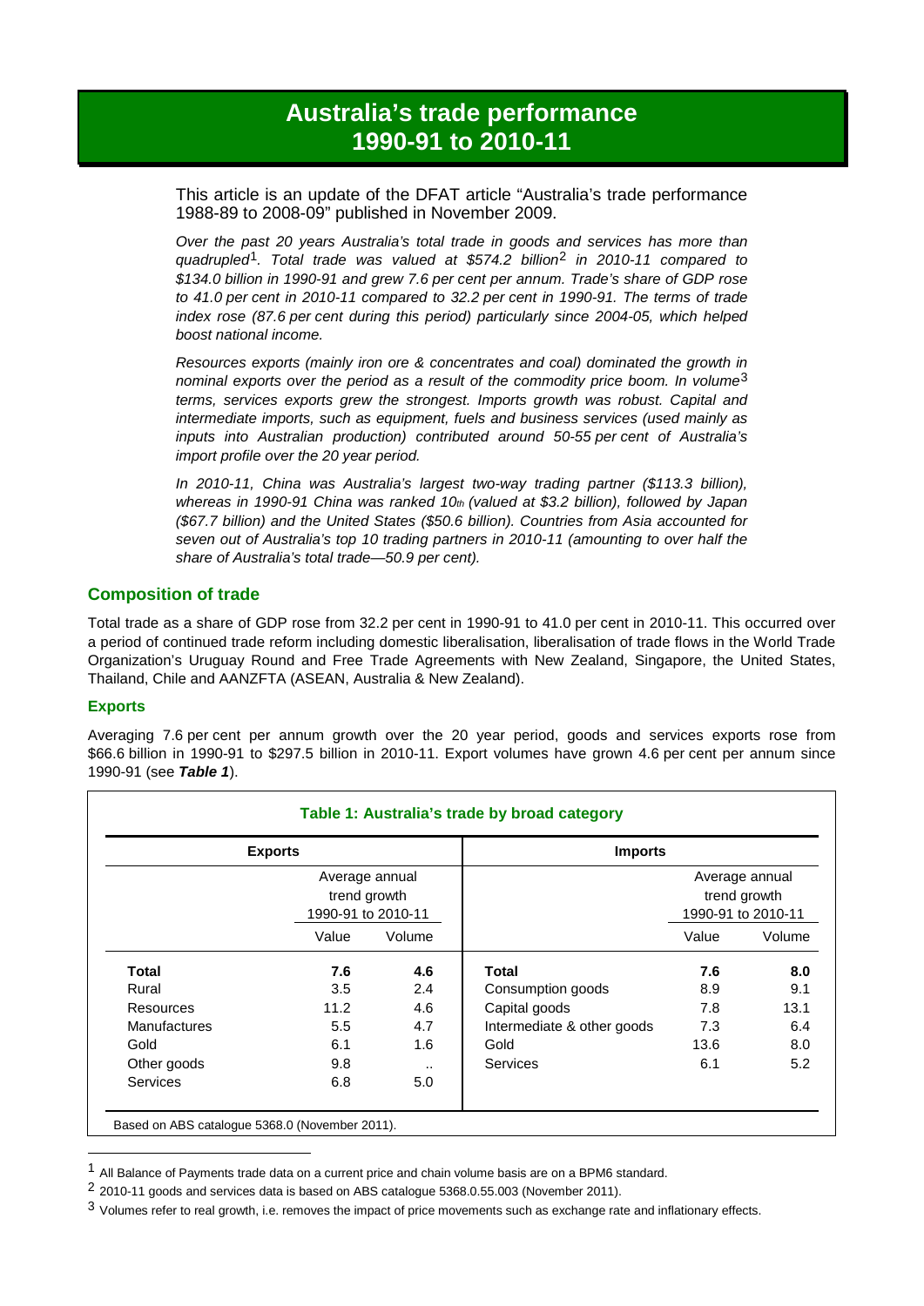# Australia's trade performance 1990-91 to 2010-11

This article is an update of the DFAT article "Australia's trade performance 1988-89 to 2008-09" published in November 2009.

*Over the past 20 years Australia's total trade in goods and services has more than quadrupled[1]. Total trade was valued at $574.2 billion[2] in 2010-11 compared to $134.0 billion in 1990-91 and grew 7.6 per cent per annum. Trade's share of GDP rose to 41.0 per cent in 2010-11 compared to 32.2 per cent in 1990-91. The terms of trade index rose (87.6 per cent during this period) particularly since 2004-05, which helped boost national income.*

*Resources exports (mainly iron ore & concentrates and coal) dominated the growth in nominal exports over the period as a result of the commodity price boom. In volume[3] terms, services exports grew the strongest. Imports growth was robust. Capital and intermediate imports, such as equipment, fuels and business services (used mainly as inputs into Australian production) contributed around 50-55 per cent of Australia's import profile over the 20 year period.*

*In 2010-11, China was Australia's largest two-way trading partner ($113.3 billion), whereas in 1990-91 China was ranked 10th (valued at $3.2 billion), followed by Japan ($67.7 billion) and the United States ($50.6 billion). Countries from Asia accounted for seven out of Australia's top 10 trading partners in 2010-11 (amounting to over half the share of Australia's total trade—50.9 per cent).*

## Composition of trade

Total trade as a share of GDP rose from 32.2 per cent in 1990-91 to 41.0 per cent in 2010-11. This occurred over a period of continued trade reform including domestic liberalisation, liberalisation of trade flows in the World Trade Organization's Uruguay Round and Free Trade Agreements with New Zealand, Singapore, the United States, Thailand, Chile and AANZFTA (ASEAN, Australia & New Zealand).

### Exports

Averaging 7.6 per cent per annum growth over the 20 year period, goods and services exports rose from $66.6 billion in 1990-91 to $297.5 billion in 2010-11. Export volumes have grown 4.6 per cent per annum since 1990-91 (see ***Table 1***).

**Table 1: Australia's trade by broad category**

| Exports | Average annual trend growth 1990-91 to 2010-11 | | Imports | Average annual trend growth 1990-91 to 2010-11 | |
|---|---|---|---|---|---|
| | Value | Volume | | Value | Volume |
| **Total** | **7.6** | **4.6** | **Total** | **7.6** | **8.0** |
| Rural | 3.5 | 2.4 | Consumption goods | 8.9 | 9.1 |
| Resources | 11.2 | 4.6 | Capital goods | 7.8 | 13.1 |
| Manufactures | 5.5 | 4.7 | Intermediate & other goods | 7.3 | 6.4 |
| Gold | 6.1 | 1.6 | Gold | 13.6 | 8.0 |
| Other goods | 9.8 | .. | Services | 6.1 | 5.2 |
| Services | 6.8 | 5.0 | | | |

Based on ABS catalogue 5368.0 (November 2011).

---

[1] All Balance of Payments trade data on a current price and chain volume basis are on a BPM6 standard.

[2] 2010-11 goods and services data is based on ABS catalogue 5368.0.55.003 (November 2011).

[3] Volumes refer to real growth, i.e. removes the impact of price movements such as exchange rate and inflationary effects.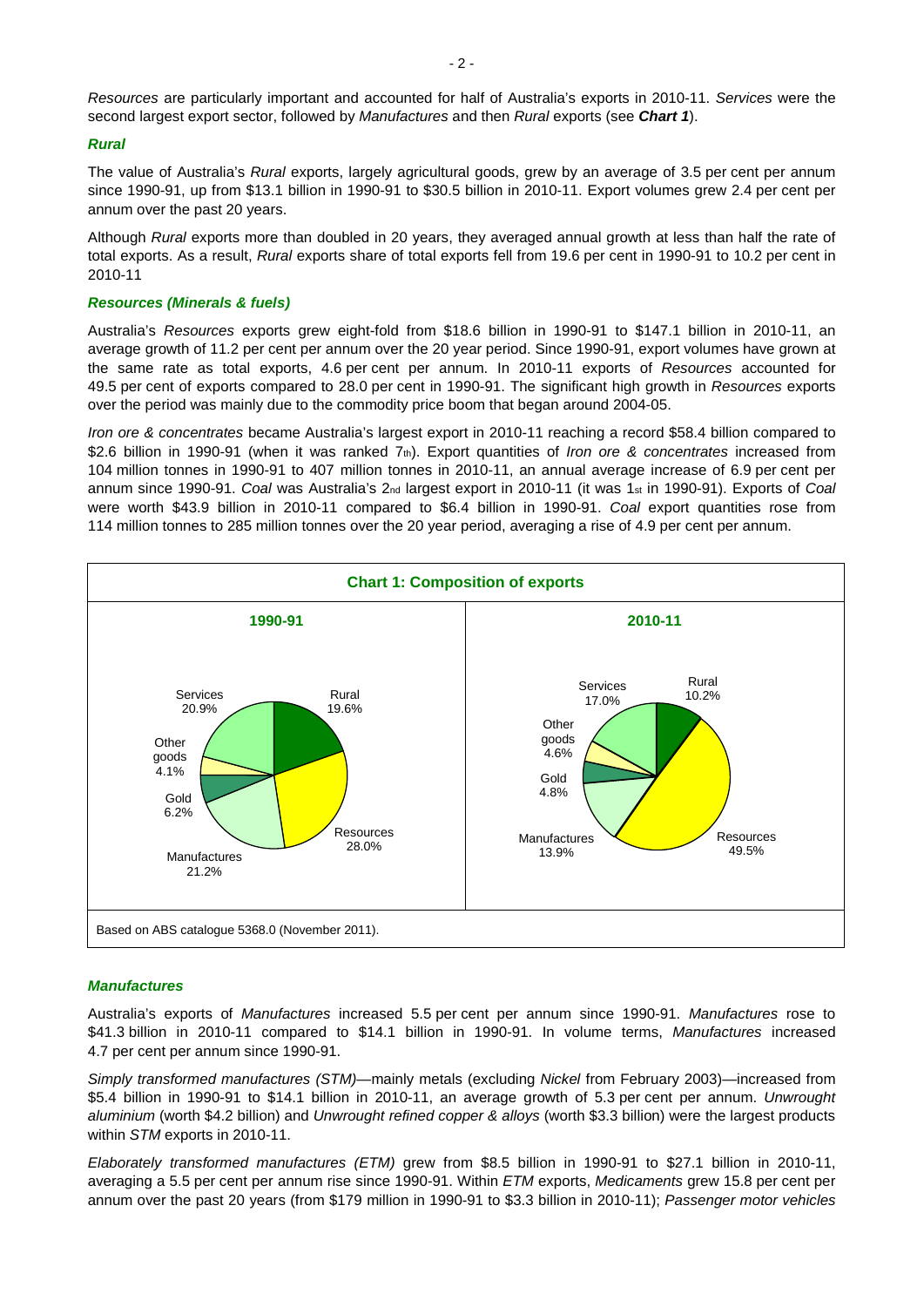*Resources* are particularly important and accounted for half of Australia's exports in 2010-11. *Services* were the second largest export sector, followed by *Manufactures* and then *Rural* exports (see ***Chart 1***).

### *Rural*

The value of Australia's *Rural* exports, largely agricultural goods, grew by an average of 3.5 per cent per annum since 1990-91, up from $13.1 billion in 1990-91 to $30.5 billion in 2010-11. Export volumes grew 2.4 per cent per annum over the past 20 years.

Although *Rural* exports more than doubled in 20 years, they averaged annual growth at less than half the rate of total exports. As a result, *Rural* exports share of total exports fell from 19.6 per cent in 1990-91 to 10.2 per cent in 2010-11

### *Resources (Minerals & fuels)*

Australia's *Resources* exports grew eight-fold from $18.6 billion in 1990-91 to $147.1 billion in 2010-11, an average growth of 11.2 per cent per annum over the 20 year period. Since 1990-91, export volumes have grown at the same rate as total exports, 4.6 per cent per annum. In 2010-11 exports of *Resources* accounted for 49.5 per cent of exports compared to 28.0 per cent in 1990-91. The significant high growth in *Resources* exports over the period was mainly due to the commodity price boom that began around 2004-05.

*Iron ore & concentrates* became Australia's largest export in 2010-11 reaching a record $58.4 billion compared to $2.6 billion in 1990-91 (when it was ranked 7th). Export quantities of *Iron ore & concentrates* increased from 104 million tonnes in 1990-91 to 407 million tonnes in 2010-11, an annual average increase of 6.9 per cent per annum since 1990-91. *Coal* was Australia's 2nd largest export in 2010-11 (it was 1st in 1990-91). Exports of *Coal* were worth $43.9 billion in 2010-11 compared to $6.4 billion in 1990-91. *Coal* export quantities rose from 114 million tonnes to 285 million tonnes over the 20 year period, averaging a rise of 4.9 per cent per annum.

**Chart 1: Composition of exports**

**1990-91**

Services 20.9%
Rural 19.6%
Other goods 4.1%
Gold 6.2%
Resources 28.0%
Manufactures 21.2%

**2010-11**

Services 17.0%
Rural 10.2%
Other goods 4.6%
Gold 4.8%
Manufactures 13.9%
Resources 49.5%

Based on ABS catalogue 5368.0 (November 2011).

### *Manufactures*

Australia's exports of *Manufactures* increased 5.5 per cent per annum since 1990-91. *Manufactures* rose to $41.3 billion in 2010-11 compared to $14.1 billion in 1990-91. In volume terms, *Manufactures* increased 4.7 per cent per annum since 1990-91.

*Simply transformed manufactures (STM)*—mainly metals (excluding *Nickel* from February 2003)—increased from $5.4 billion in 1990-91 to $14.1 billion in 2010-11, an average growth of 5.3 per cent per annum. *Unwrought aluminium* (worth $4.2 billion) and *Unwrought refined copper & alloys* (worth $3.3 billion) were the largest products within *STM* exports in 2010-11.

*Elaborately transformed manufactures (ETM)* grew from $8.5 billion in 1990-91 to $27.1 billion in 2010-11, averaging a 5.5 per cent per annum rise since 1990-91. Within *ETM* exports, *Medicaments* grew 15.8 per cent per annum over the past 20 years (from $179 million in 1990-91 to $3.3 billion in 2010-11); *Passenger motor vehicles*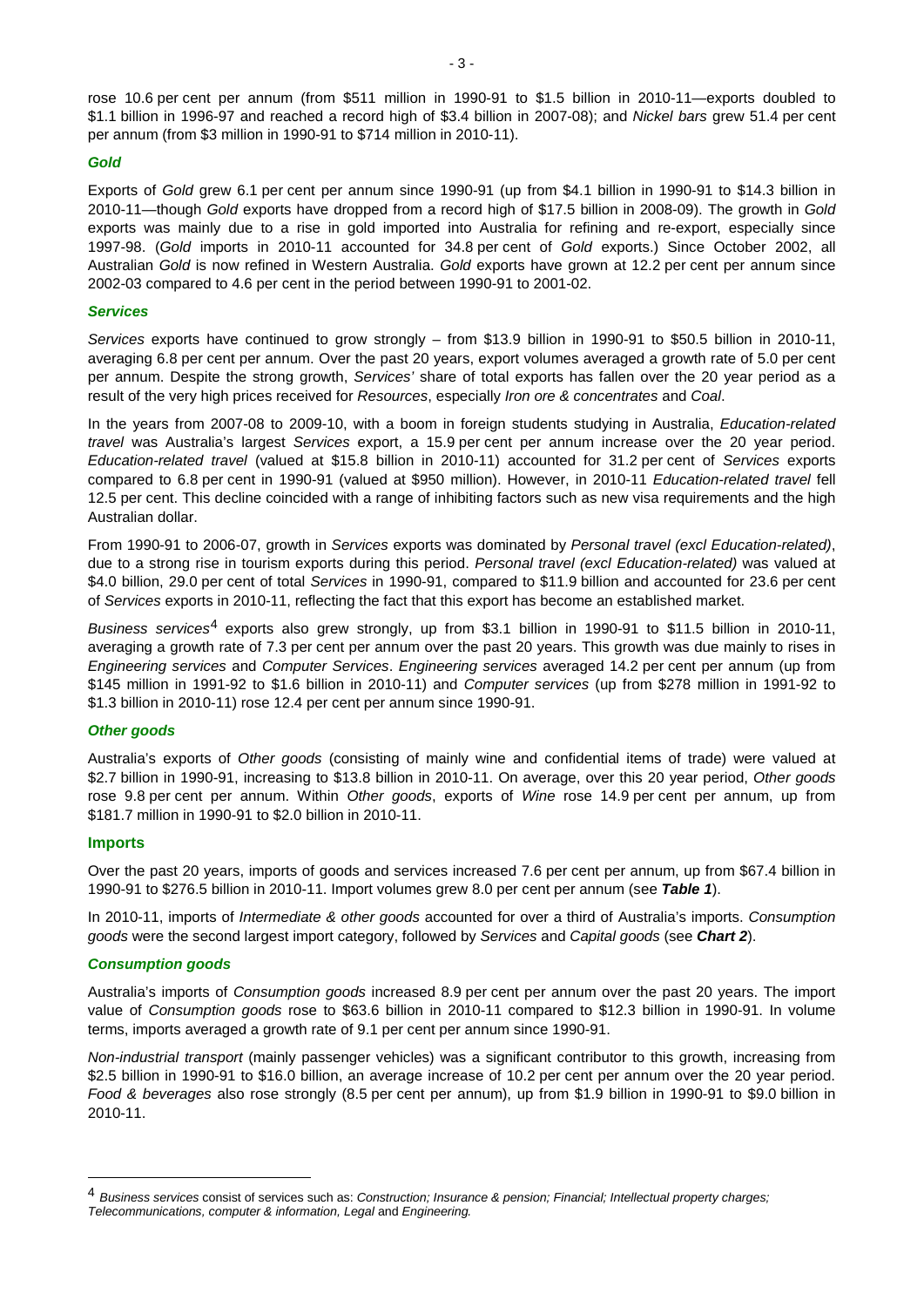rose 10.6 per cent per annum (from $511 million in 1990-91 to $1.5 billion in 2010-11—exports doubled to $1.1 billion in 1996-97 and reached a record high of $3.4 billion in 2007-08); and *Nickel bars* grew 51.4 per cent per annum (from $3 million in 1990-91 to $714 million in 2010-11).

### *Gold*

Exports of *Gold* grew 6.1 per cent per annum since 1990-91 (up from $4.1 billion in 1990-91 to $14.3 billion in 2010-11—though *Gold* exports have dropped from a record high of $17.5 billion in 2008-09). The growth in *Gold* exports was mainly due to a rise in gold imported into Australia for refining and re-export, especially since 1997-98. (*Gold* imports in 2010-11 accounted for 34.8 per cent of *Gold* exports.) Since October 2002, all Australian *Gold* is now refined in Western Australia. *Gold* exports have grown at 12.2 per cent per annum since 2002-03 compared to 4.6 per cent in the period between 1990-91 to 2001-02.

### *Services*

*Services* exports have continued to grow strongly – from $13.9 billion in 1990-91 to $50.5 billion in 2010-11, averaging 6.8 per cent per annum. Over the past 20 years, export volumes averaged a growth rate of 5.0 per cent per annum. Despite the strong growth, *Services'* share of total exports has fallen over the 20 year period as a result of the very high prices received for *Resources*, especially *Iron ore & concentrates* and *Coal*.

In the years from 2007-08 to 2009-10, with a boom in foreign students studying in Australia, *Education-related travel* was Australia's largest *Services* export, a 15.9 per cent per annum increase over the 20 year period. *Education-related travel* (valued at $15.8 billion in 2010-11) accounted for 31.2 per cent of *Services* exports compared to 6.8 per cent in 1990-91 (valued at $950 million). However, in 2010-11 *Education-related travel* fell 12.5 per cent. This decline coincided with a range of inhibiting factors such as new visa requirements and the high Australian dollar.

From 1990-91 to 2006-07, growth in *Services* exports was dominated by *Personal travel (excl Education-related)*, due to a strong rise in tourism exports during this period. *Personal travel (excl Education-related)* was valued at $4.0 billion, 29.0 per cent of total *Services* in 1990-91, compared to $11.9 billion and accounted for 23.6 per cent of *Services* exports in 2010-11, reflecting the fact that this export has become an established market.

*Business services*[4] exports also grew strongly, up from $3.1 billion in 1990-91 to $11.5 billion in 2010-11, averaging a growth rate of 7.3 per cent per annum over the past 20 years. This growth was due mainly to rises in *Engineering services* and *Computer Services*. *Engineering services* averaged 14.2 per cent per annum (up from $145 million in 1991-92 to $1.6 billion in 2010-11) and *Computer services* (up from $278 million in 1991-92 to $1.3 billion in 2010-11) rose 12.4 per cent per annum since 1990-91.

### *Other goods*

Australia's exports of *Other goods* (consisting of mainly wine and confidential items of trade) were valued at $2.7 billion in 1990-91, increasing to $13.8 billion in 2010-11. On average, over this 20 year period, *Other goods* rose 9.8 per cent per annum. Within *Other goods*, exports of *Wine* rose 14.9 per cent per annum, up from $181.7 million in 1990-91 to $2.0 billion in 2010-11.

## Imports

Over the past 20 years, imports of goods and services increased 7.6 per cent per annum, up from $67.4 billion in 1990-91 to $276.5 billion in 2010-11. Import volumes grew 8.0 per cent per annum (see ***Table 1***).

In 2010-11, imports of *Intermediate & other goods* accounted for over a third of Australia's imports. *Consumption goods* were the second largest import category, followed by *Services* and *Capital goods* (see ***Chart 2***).

### *Consumption goods*

Australia's imports of *Consumption goods* increased 8.9 per cent per annum over the past 20 years. The import value of *Consumption goods* rose to $63.6 billion in 2010-11 compared to $12.3 billion in 1990-91. In volume terms, imports averaged a growth rate of 9.1 per cent per annum since 1990-91.

*Non-industrial transport* (mainly passenger vehicles) was a significant contributor to this growth, increasing from $2.5 billion in 1990-91 to $16.0 billion, an average increase of 10.2 per cent per annum over the 20 year period. *Food & beverages* also rose strongly (8.5 per cent per annum), up from $1.9 billion in 1990-91 to $9.0 billion in 2010-11.

---

[4] *Business services* consist of services such as: *Construction; Insurance & pension; Financial; Intellectual property charges; Telecommunications, computer & information, Legal* and *Engineering.*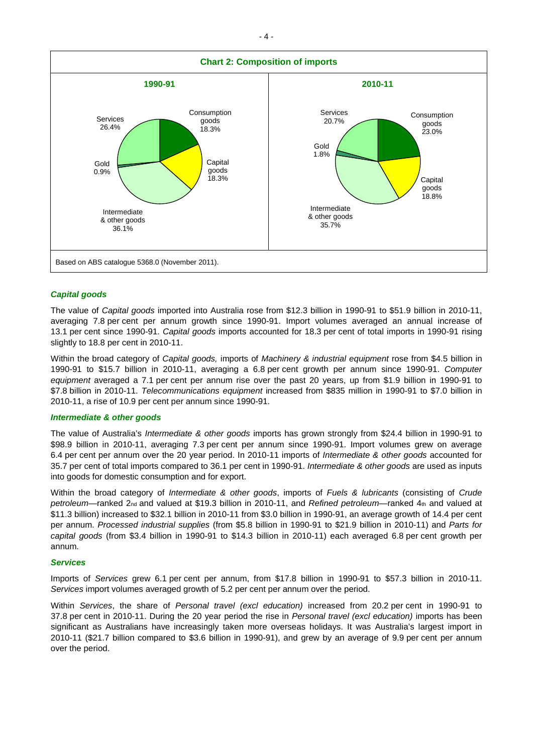**Chart 2: Composition of imports**

| | 1990-91 | 2010-11 |
|---|---|---|
| Consumption goods | 18.3% | 23.0% |
| Capital goods | 18.3% | 18.8% |
| Intermediate & other goods | 36.1% | 35.7% |
| Gold | 0.9% | 1.8% |
| Services | 26.4% | 20.7% |

Based on ABS catalogue 5368.0 (November 2011).

### *Capital goods*

The value of *Capital goods* imported into Australia rose from $12.3 billion in 1990-91 to $51.9 billion in 2010-11, averaging 7.8 per cent per annum growth since 1990-91. Import volumes averaged an annual increase of 13.1 per cent since 1990-91. *Capital goods* imports accounted for 18.3 per cent of total imports in 1990-91 rising slightly to 18.8 per cent in 2010-11.

Within the broad category of *Capital goods,* imports of *Machinery & industrial equipment* rose from $4.5 billion in 1990-91 to $15.7 billion in 2010-11, averaging a 6.8 per cent growth per annum since 1990-91. *Computer equipment* averaged a 7.1 per cent per annum rise over the past 20 years, up from $1.9 billion in 1990-91 to $7.8 billion in 2010-11. *Telecommunications equipment* increased from $835 million in 1990-91 to $7.0 billion in 2010-11, a rise of 10.9 per cent per annum since 1990-91.

### *Intermediate & other goods*

The value of Australia's *Intermediate & other goods* imports has grown strongly from $24.4 billion in 1990-91 to $98.9 billion in 2010-11, averaging 7.3 per cent per annum since 1990-91. Import volumes grew on average 6.4 per cent per annum over the 20 year period. In 2010-11 imports of *Intermediate & other goods* accounted for 35.7 per cent of total imports compared to 36.1 per cent in 1990-91. *Intermediate & other goods* are used as inputs into goods for domestic consumption and for export.

Within the broad category of *Intermediate & other goods*, imports of *Fuels & lubricants* (consisting of *Crude petroleum*—ranked 2nd and valued at $19.3 billion in 2010-11, and *Refined petroleum*—ranked 4th and valued at $11.3 billion) increased to $32.1 billion in 2010-11 from $3.0 billion in 1990-91, an average growth of 14.4 per cent per annum. *Processed industrial supplies* (from $5.8 billion in 1990-91 to $21.9 billion in 2010-11) and *Parts for capital goods* (from $3.4 billion in 1990-91 to $14.3 billion in 2010-11) each averaged 6.8 per cent growth per annum.

### *Services*

Imports of *Services* grew 6.1 per cent per annum, from $17.8 billion in 1990-91 to $57.3 billion in 2010-11. *Services* import volumes averaged growth of 5.2 per cent per annum over the period.

Within *Services*, the share of *Personal travel (excl education)* increased from 20.2 per cent in 1990-91 to 37.8 per cent in 2010-11. During the 20 year period the rise in *Personal travel (excl education)* imports has been significant as Australians have increasingly taken more overseas holidays. It was Australia's largest import in 2010-11 ($21.7 billion compared to $3.6 billion in 1990-91), and grew by an average of 9.9 per cent per annum over the period.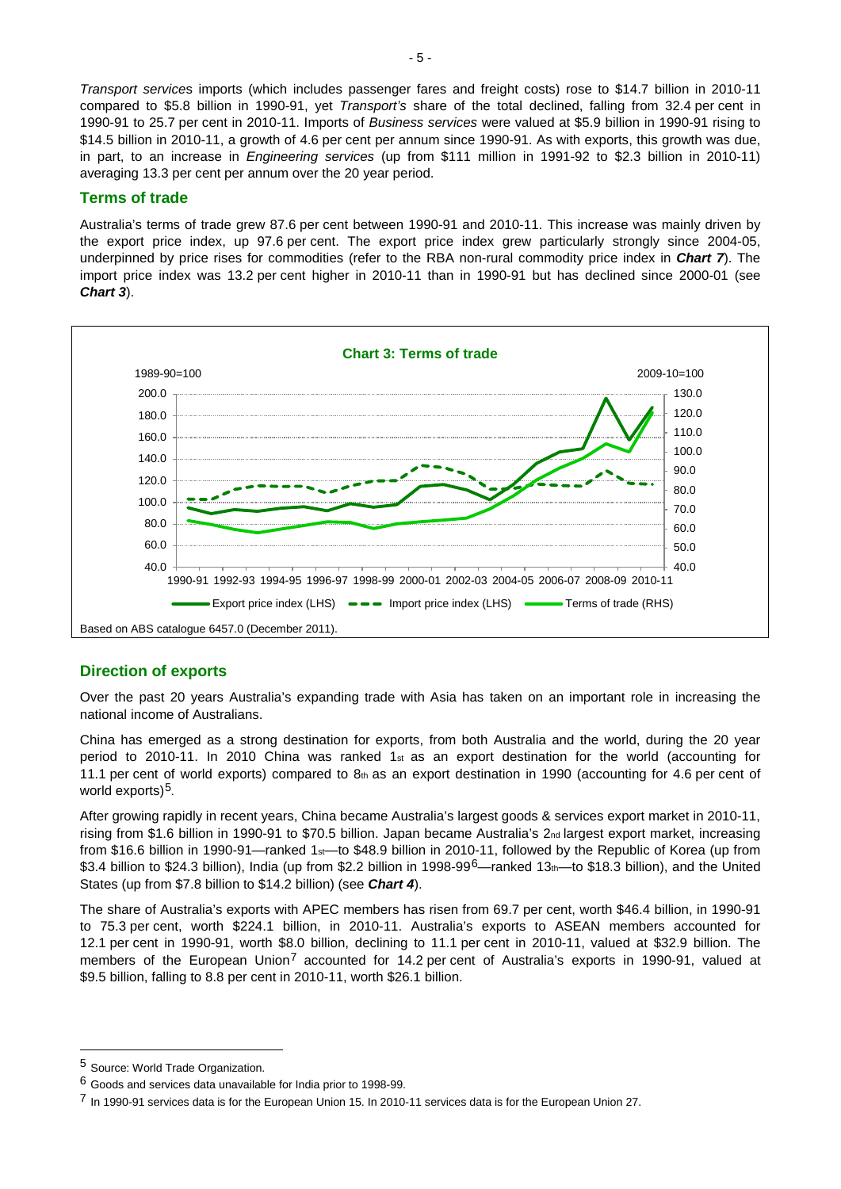*Transport services* imports (which includes passenger fares and freight costs) rose to \$14.7 billion in 2010-11 compared to \$5.8 billion in 1990-91, yet *Transport's* share of the total declined, falling from 32.4 per cent in 1990-91 to 25.7 per cent in 2010-11. Imports of *Business services* were valued at \$5.9 billion in 1990-91 rising to \$14.5 billion in 2010-11, a growth of 4.6 per cent per annum since 1990-91. As with exports, this growth was due, in part, to an increase in *Engineering services* (up from \$111 million in 1991-92 to \$2.3 billion in 2010-11) averaging 13.3 per cent per annum over the 20 year period.

## Terms of trade

Australia's terms of trade grew 87.6 per cent between 1990-91 and 2010-11. This increase was mainly driven by the export price index, up 97.6 per cent. The export price index grew particularly strongly since 2004-05, underpinned by price rises for commodities (refer to the RBA non-rural commodity price index in ***Chart 7***). The import price index was 13.2 per cent higher in 2010-11 than in 1990-91 but has declined since 2000-01 (see ***Chart 3***).

**Chart 3: Terms of trade**

1989-90=100

2009-10=100

200.0
180.0
160.0
140.0
120.0
100.0
80.0
60.0
40.0

130.0
120.0
110.0
100.0
90.0
80.0
70.0
60.0
50.0
40.0

1990-91 1992-93 1994-95 1996-97 1998-99 2000-01 2002-03 2004-05 2006-07 2008-09 2010-11

Export price index (LHS)
Import price index (LHS)
Terms of trade (RHS)

Based on ABS catalogue 6457.0 (December 2011).

## Direction of exports

Over the past 20 years Australia's expanding trade with Asia has taken on an important role in increasing the national income of Australians.

China has emerged as a strong destination for exports, from both Australia and the world, during the 20 year period to 2010-11. In 2010 China was ranked 1st as an export destination for the world (accounting for 11.1 per cent of world exports) compared to 8th as an export destination in 1990 (accounting for 4.6 per cent of world exports)[5].

After growing rapidly in recent years, China became Australia's largest goods & services export market in 2010-11, rising from \$1.6 billion in 1990-91 to \$70.5 billion. Japan became Australia's 2nd largest export market, increasing from \$16.6 billion in 1990-91—ranked 1st—to \$48.9 billion in 2010-11, followed by the Republic of Korea (up from \$3.4 billion to \$24.3 billion), India (up from \$2.2 billion in 1998-99[6]—ranked 13th—to \$18.3 billion), and the United States (up from \$7.8 billion to \$14.2 billion) (see ***Chart 4***).

The share of Australia's exports with APEC members has risen from 69.7 per cent, worth \$46.4 billion, in 1990-91 to 75.3 per cent, worth \$224.1 billion, in 2010-11. Australia's exports to ASEAN members accounted for 12.1 per cent in 1990-91, worth \$8.0 billion, declining to 11.1 per cent in 2010-11, valued at \$32.9 billion. The members of the European Union[7] accounted for 14.2 per cent of Australia's exports in 1990-91, valued at \$9.5 billion, falling to 8.8 per cent in 2010-11, worth \$26.1 billion.

---

[5] Source: World Trade Organization.

[6] Goods and services data unavailable for India prior to 1998-99.

[7] In 1990-91 services data is for the European Union 15. In 2010-11 services data is for the European Union 27.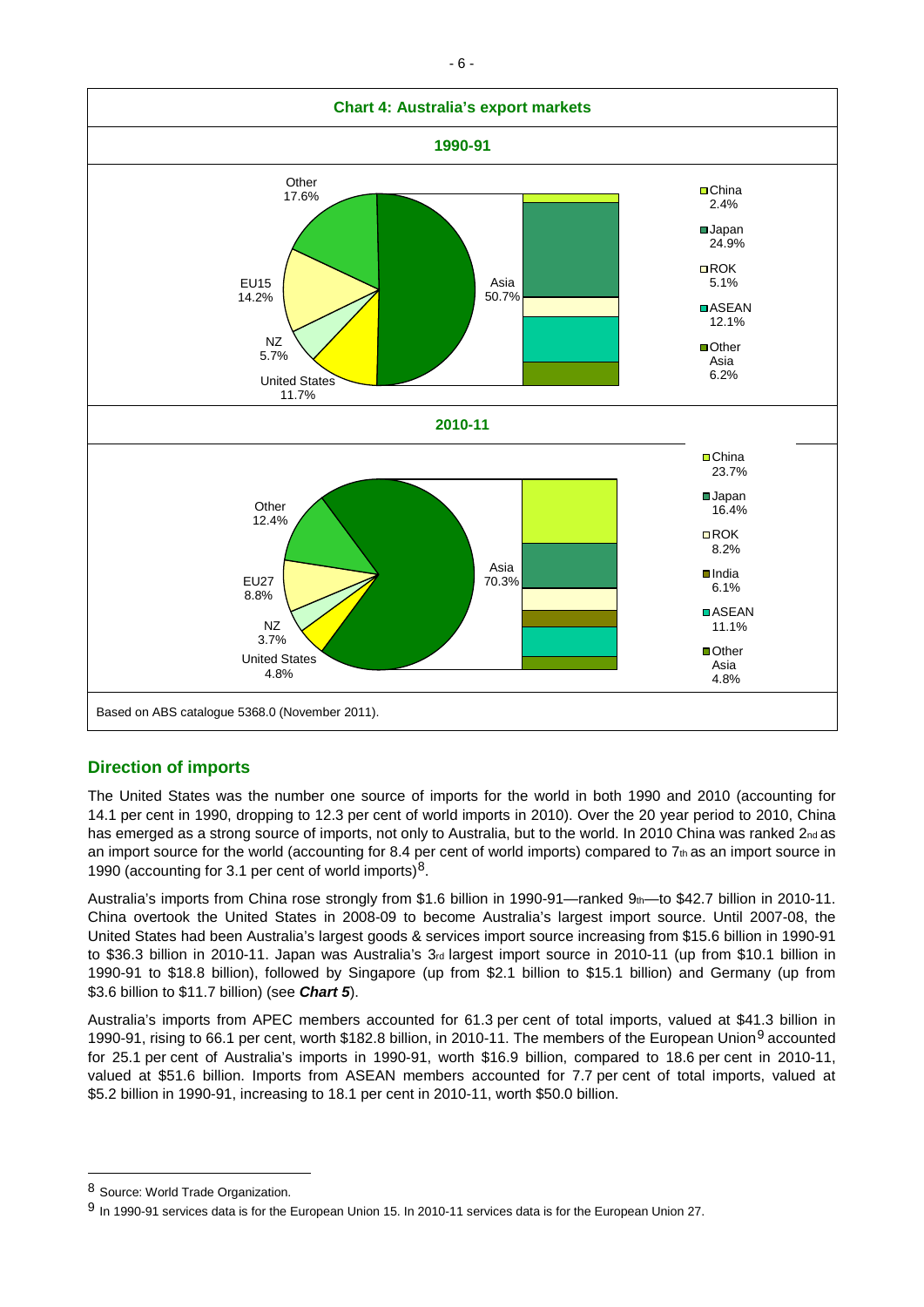**Chart 4: Australia's export markets**

**1990-91**

Other
17.6%

EU15
14.2%

NZ
5.7%

United States
11.7%

Asia
50.7%

China
2.4%

Japan
24.9%

ROK
5.1%

ASEAN
12.1%

Other Asia
6.2%

**2010-11**

Other
12.4%

EU27
8.8%

NZ
3.7%

United States
4.8%

Asia
70.3%

China
23.7%

Japan
16.4%

ROK
8.2%

India
6.1%

ASEAN
11.1%

Other Asia
4.8%

Based on ABS catalogue 5368.0 (November 2011).

## Direction of imports

The United States was the number one source of imports for the world in both 1990 and 2010 (accounting for 14.1 per cent in 1990, dropping to 12.3 per cent of world imports in 2010). Over the 20 year period to 2010, China has emerged as a strong source of imports, not only to Australia, but to the world. In 2010 China was ranked 2nd as an import source for the world (accounting for 8.4 per cent of world imports) compared to 7th as an import source in 1990 (accounting for 3.1 per cent of world imports)[8].

Australia's imports from China rose strongly from $1.6 billion in 1990-91—ranked 9th—to $42.7 billion in 2010-11. China overtook the United States in 2008-09 to become Australia's largest import source. Until 2007-08, the United States had been Australia's largest goods & services import source increasing from $15.6 billion in 1990-91 to $36.3 billion in 2010-11. Japan was Australia's 3rd largest import source in 2010-11 (up from $10.1 billion in 1990-91 to $18.8 billion), followed by Singapore (up from $2.1 billion to $15.1 billion) and Germany (up from $3.6 billion to $11.7 billion) (see ***Chart 5***).

Australia's imports from APEC members accounted for 61.3 per cent of total imports, valued at $41.3 billion in 1990-91, rising to 66.1 per cent, worth $182.8 billion, in 2010-11. The members of the European Union[9] accounted for 25.1 per cent of Australia's imports in 1990-91, worth $16.9 billion, compared to 18.6 per cent in 2010-11, valued at $51.6 billion. Imports from ASEAN members accounted for 7.7 per cent of total imports, valued at $5.2 billion in 1990-91, increasing to 18.1 per cent in 2010-11, worth $50.0 billion.

---

[8] Source: World Trade Organization.

[9] In 1990-91 services data is for the European Union 15. In 2010-11 services data is for the European Union 27.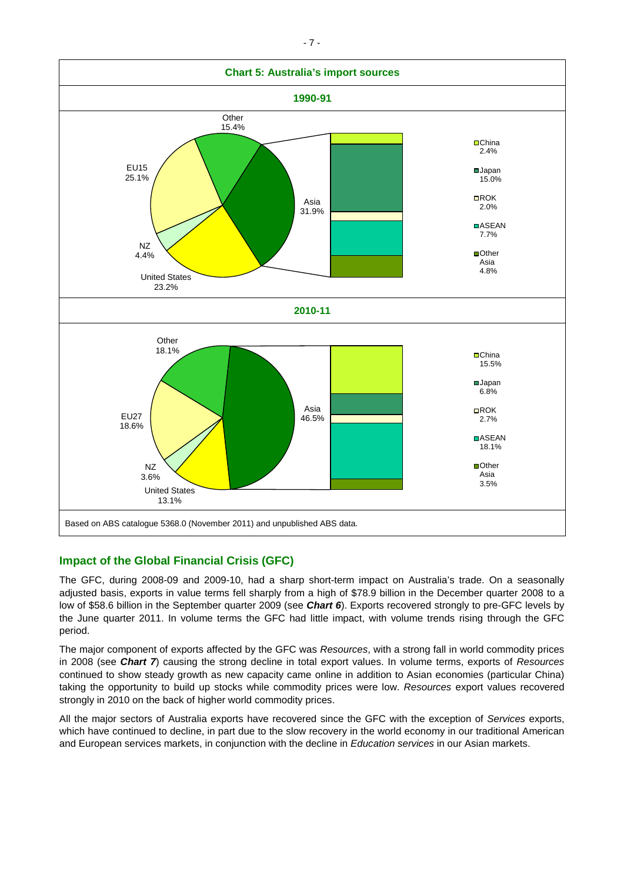**Chart 5: Australia's import sources**

**1990-91**

Other
15.4%

EU15
25.1%

NZ
4.4%

United States
23.2%

Asia
31.9%

China
2.4%

Japan
15.0%

ROK
2.0%

ASEAN
7.7%

Other Asia
4.8%

**2010-11**

Other
18.1%

EU27
18.6%

NZ
3.6%

United States
13.1%

Asia
46.5%

China
15.5%

Japan
6.8%

ROK
2.7%

ASEAN
18.1%

Other Asia
3.5%

Based on ABS catalogue 5368.0 (November 2011) and unpublished ABS data.

## Impact of the Global Financial Crisis (GFC)

The GFC, during 2008-09 and 2009-10, had a sharp short-term impact on Australia's trade. On a seasonally adjusted basis, exports in value terms fell sharply from a high of \$78.9 billion in the December quarter 2008 to a low of \$58.6 billion in the September quarter 2009 (see ***Chart 6***). Exports recovered strongly to pre-GFC levels by the June quarter 2011. In volume terms the GFC had little impact, with volume trends rising through the GFC period.

The major component of exports affected by the GFC was *Resources*, with a strong fall in world commodity prices in 2008 (see ***Chart 7***) causing the strong decline in total export values. In volume terms, exports of *Resources* continued to show steady growth as new capacity came online in addition to Asian economies (particular China) taking the opportunity to build up stocks while commodity prices were low. *Resources* export values recovered strongly in 2010 on the back of higher world commodity prices.

All the major sectors of Australia exports have recovered since the GFC with the exception of *Services* exports, which have continued to decline, in part due to the slow recovery in the world economy in our traditional American and European services markets, in conjunction with the decline in *Education services* in our Asian markets.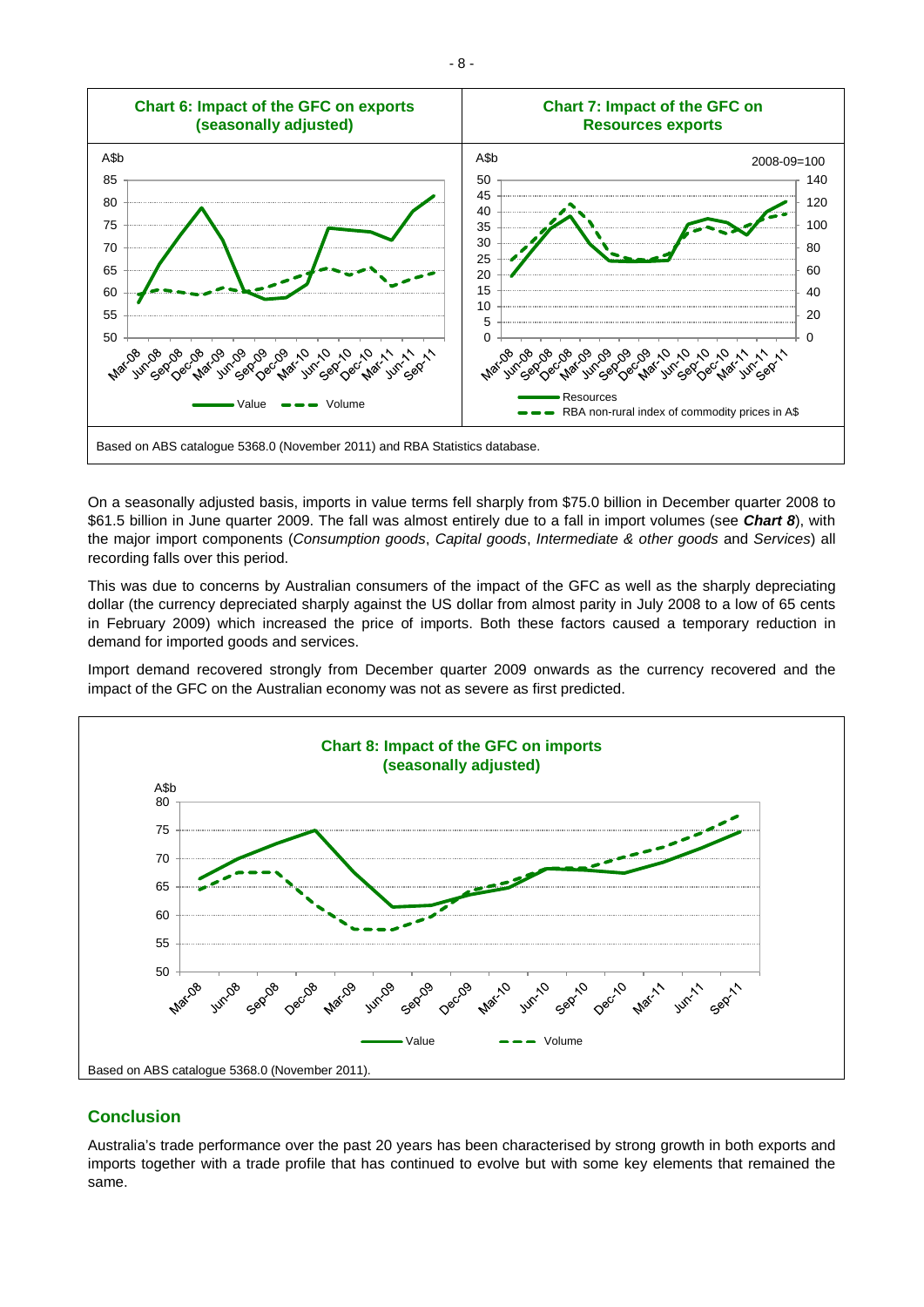**Chart 6: Impact of the GFC on exports (seasonally adjusted)**

**Chart 7: Impact of the GFC on Resources exports**

Based on ABS catalogue 5368.0 (November 2011) and RBA Statistics database.

On a seasonally adjusted basis, imports in value terms fell sharply from $75.0 billion in December quarter 2008 to $61.5 billion in June quarter 2009. The fall was almost entirely due to a fall in import volumes (see ***Chart 8***), with the major import components (*Consumption goods*, *Capital goods*, *Intermediate & other goods* and *Services*) all recording falls over this period.

This was due to concerns by Australian consumers of the impact of the GFC as well as the sharply depreciating dollar (the currency depreciated sharply against the US dollar from almost parity in July 2008 to a low of 65 cents in February 2009) which increased the price of imports. Both these factors caused a temporary reduction in demand for imported goods and services.

Import demand recovered strongly from December quarter 2009 onwards as the currency recovered and the impact of the GFC on the Australian economy was not as severe as first predicted.

**Chart 8: Impact of the GFC on imports (seasonally adjusted)**

Based on ABS catalogue 5368.0 (November 2011).

## Conclusion

Australia's trade performance over the past 20 years has been characterised by strong growth in both exports and imports together with a trade profile that has continued to evolve but with some key elements that remained the same.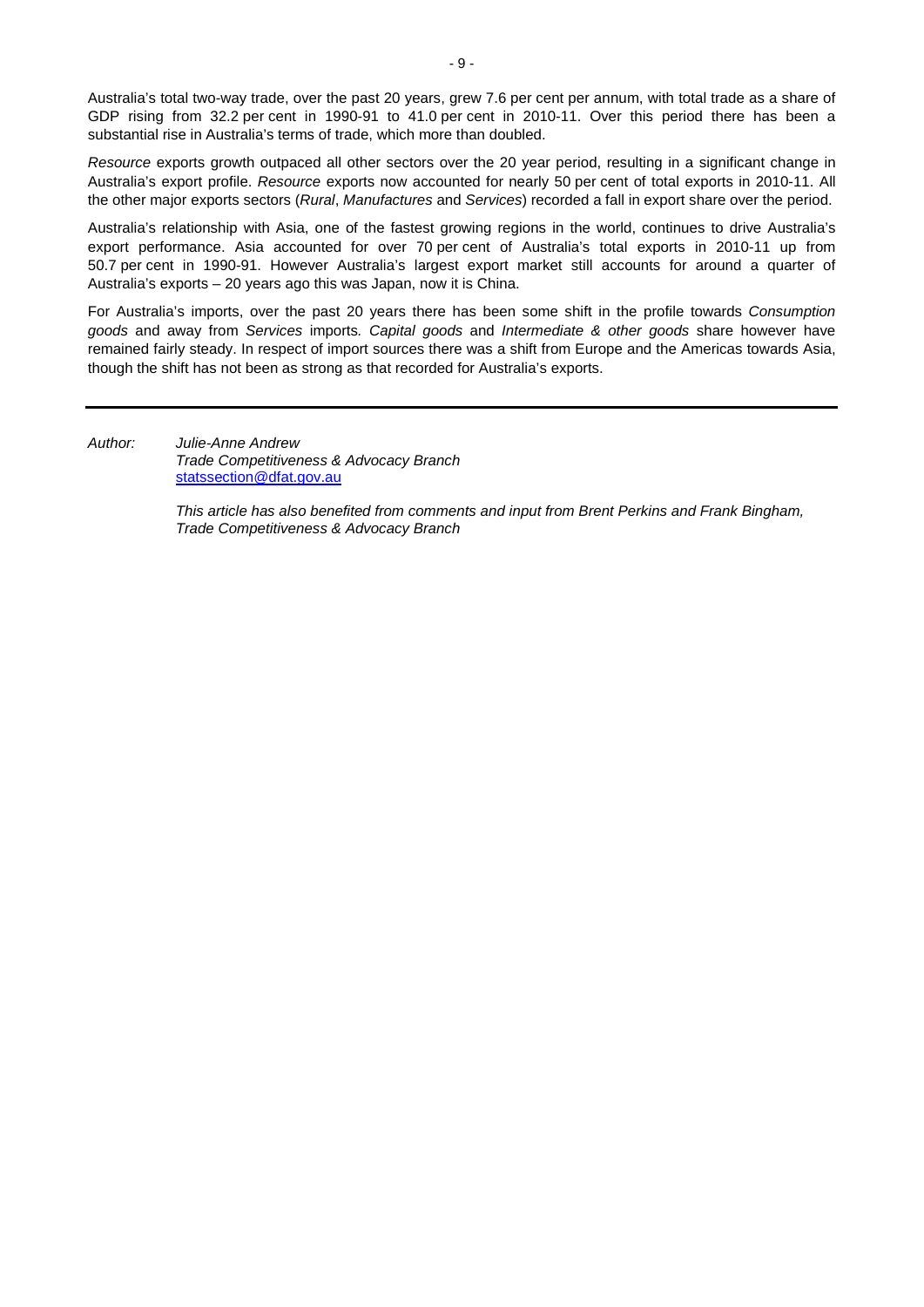Australia's total two-way trade, over the past 20 years, grew 7.6 per cent per annum, with total trade as a share of GDP rising from 32.2 per cent in 1990-91 to 41.0 per cent in 2010-11. Over this period there has been a substantial rise in Australia's terms of trade, which more than doubled.

*Resource* exports growth outpaced all other sectors over the 20 year period, resulting in a significant change in Australia's export profile. *Resource* exports now accounted for nearly 50 per cent of total exports in 2010-11. All the other major exports sectors (*Rural*, *Manufactures* and *Services*) recorded a fall in export share over the period.

Australia's relationship with Asia, one of the fastest growing regions in the world, continues to drive Australia's export performance. Asia accounted for over 70 per cent of Australia's total exports in 2010-11 up from 50.7 per cent in 1990-91. However Australia's largest export market still accounts for around a quarter of Australia's exports – 20 years ago this was Japan, now it is China.

For Australia's imports, over the past 20 years there has been some shift in the profile towards *Consumption goods* and away from *Services* imports. *Capital goods* and *Intermediate & other goods* share however have remained fairly steady. In respect of import sources there was a shift from Europe and the Americas towards Asia, though the shift has not been as strong as that recorded for Australia's exports.

---

*Author:* *Julie-Anne Andrew*
*Trade Competitiveness & Advocacy Branch*
statssection@dfat.gov.au

*This article has also benefited from comments and input from Brent Perkins and Frank Bingham, Trade Competitiveness & Advocacy Branch*